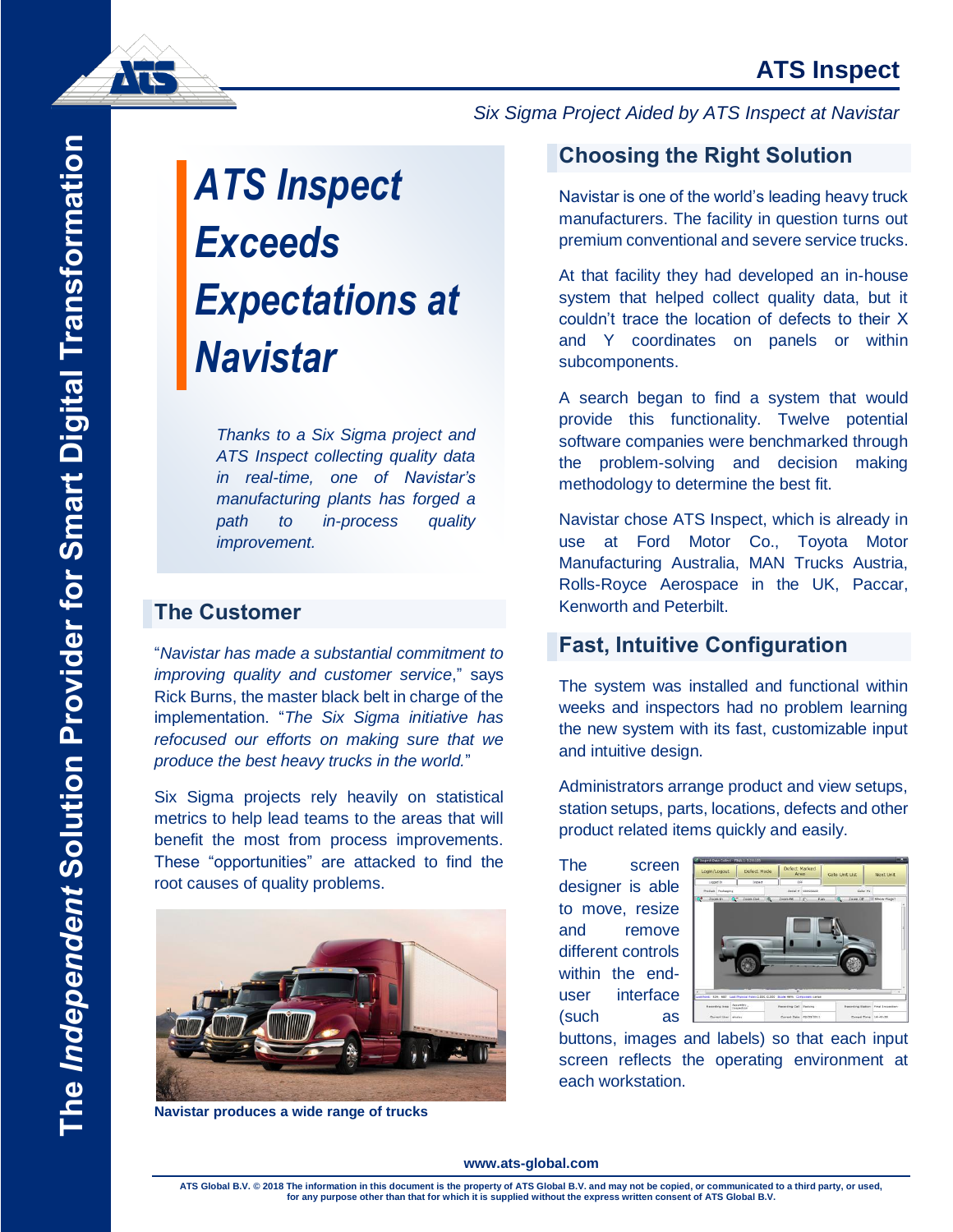# ATS Inspect Exceeds Expectations at Navistar

*Six Sigma Project Aided by ATS Inspect at Navistar*

*Thanks to a Six Sigma project and ATS Inspect collecting quality data in real-time, one of Navistar's manufacturing plants has forged a path to in-process quality improvement.*

## The Customer

"*Navistar has made a substantial commitment to improving quality and customer service*," says Rick Burns, the master black belt in charge of the implementation. "*The Six Sigma initiative has refocused our efforts on making sure that we produce the best heavy trucks in the world.*"

Six Sigma projects rely heavily on statistical metrics to help lead teams to the areas that will benefit the most from process improvements. These "opportunities" are attacked to find the root causes of quality problems.

**Navistar produces a wide range of trucks**

## Choosing the Right Solution

Navistar is one of the world's leading heavy truck manufacturers. The facility in question turns out premium conventional and severe service trucks.

At that facility they had developed an in-house system that helped collect quality data, but it couldn't trace the location of defects to their X and Y coordinates on panels or within subcomponents.

A search began to find a system that would provide this functionality. Twelve potential software companies were benchmarked through the problem-solving and decision making methodology to determine the best fit.

Navistar chose ATS Inspect, which is already in use at Ford Motor Co., Toyota Motor Manufacturing Australia, MAN Trucks Austria, Rolls-Royce Aerospace in the UK, Paccar, Kenworth and Peterbilt.

## Fast, Intuitive Configuration

The system was installed and functional within weeks and inspectors had no problem learning the new system with its fast, customizable input and intuitive design.

Administrators arrange product and view setups, station setups, parts, locations, defects and other product related items quickly and easily.

The screen designer is able to move, resize and remove different controls within the end-user interface (such as buttons, images and labels) so that each input screen reflects the operating environment at each workstation.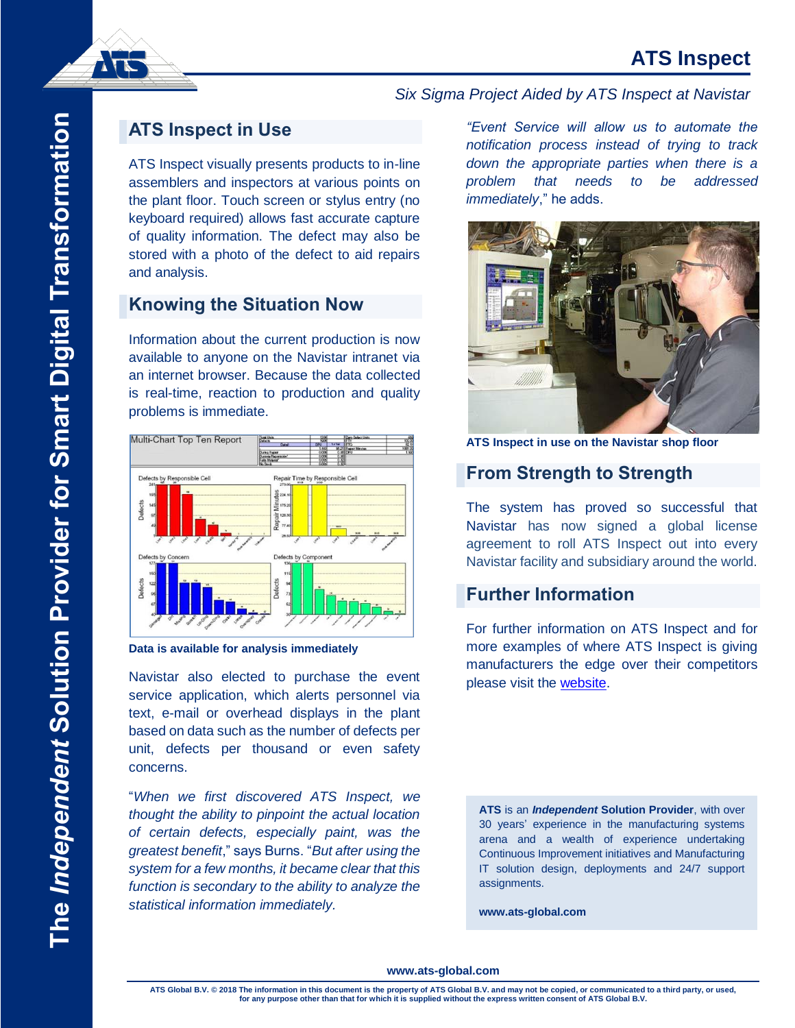# ATS Inspect

*Six Sigma Project Aided by ATS Inspect at Navistar*

## ATS Inspect in Use

ATS Inspect visually presents products to in-line assemblers and inspectors at various points on the plant floor. Touch screen or stylus entry (no keyboard required) allows fast accurate capture of quality information. The defect may also be stored with a photo of the defect to aid repairs and analysis.

## Knowing the Situation Now

Information about the current production is now available to anyone on the Navistar intranet via an internet browser. Because the data collected is real-time, reaction to production and quality problems is immediate.

**Data is available for analysis immediately**

Navistar also elected to purchase the event service application, which alerts personnel via text, e-mail or overhead displays in the plant based on data such as the number of defects per unit, defects per thousand or even safety concerns.

"*When we first discovered ATS Inspect, we thought the ability to pinpoint the actual location of certain defects, especially paint, was the greatest benefit*," says Burns. "*But after using the system for a few months, it became clear that this function is secondary to the ability to analyze the statistical information immediately.*

*"Event Service will allow us to automate the notification process instead of trying to track down the appropriate parties when there is a problem that needs to be addressed immediately*," he adds.

**ATS Inspect in use on the Navistar shop floor**

## From Strength to Strength

The system has proved so successful that Navistar has now signed a global license agreement to roll ATS Inspect out into every Navistar facility and subsidiary around the world.

## Further Information

For further information on ATS Inspect and for more examples of where ATS Inspect is giving manufacturers the edge over their competitors please visit the website.

**ATS** is an ***Independent*** **Solution Provider**, with over 30 years' experience in the manufacturing systems arena and a wealth of experience undertaking Continuous Improvement initiatives and Manufacturing IT solution design, deployments and 24/7 support assignments.

**www.ats-global.com**